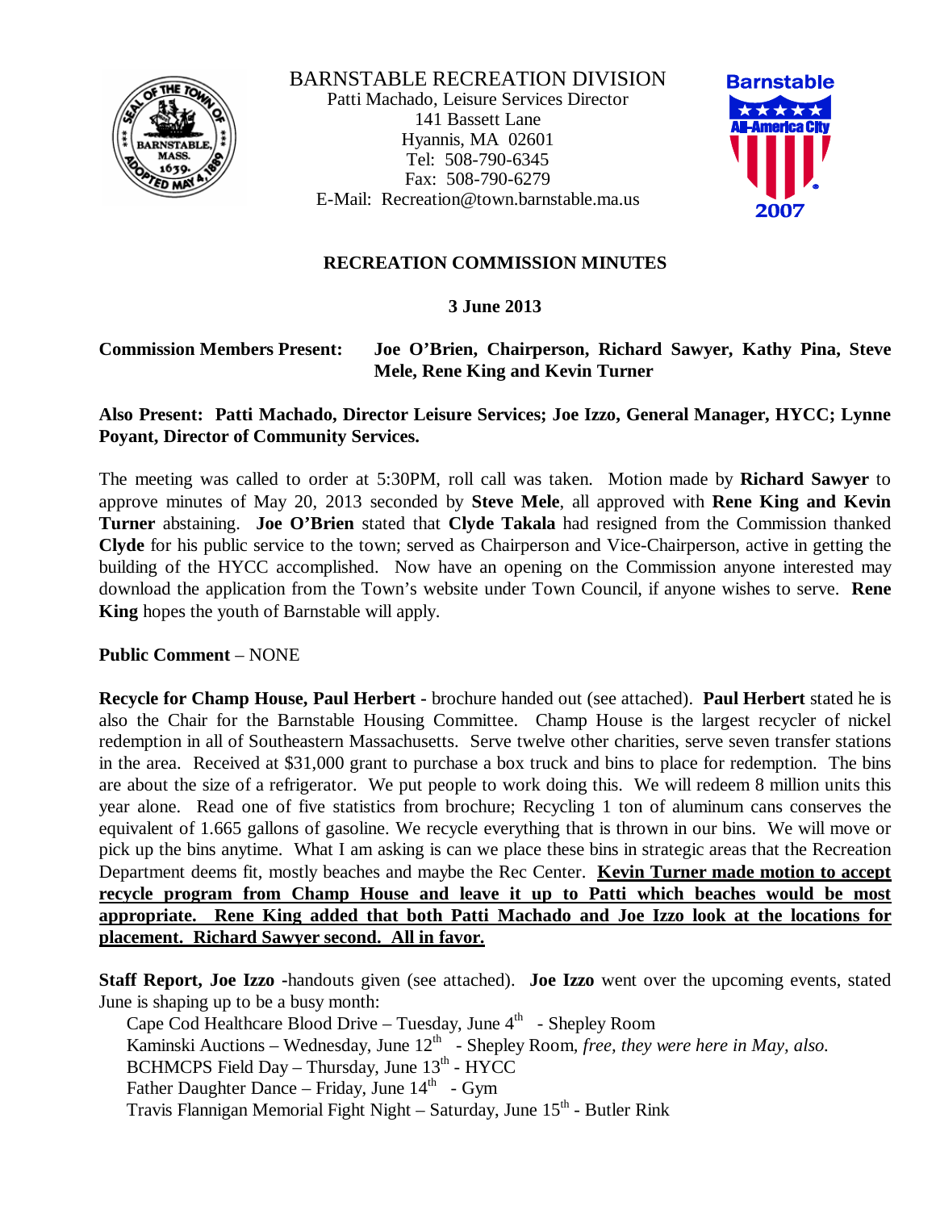BARNSTABLE RECREATION DIVISION
Patti Machado, Leisure Services Director
141 Bassett Lane
Hyannis, MA 02601
Tel: 508-790-6345
Fax: 508-790-6279
E-Mail: Recreation@town.barnstable.ma.us

# RECREATION COMMISSION MINUTES

**3 June 2013**

**Commission Members Present:** **Joe O'Brien, Chairperson, Richard Sawyer, Kathy Pina, Steve Mele, Rene King and Kevin Turner**

**Also Present: Patti Machado, Director Leisure Services; Joe Izzo, General Manager, HYCC; Lynne Poyant, Director of Community Services.**

The meeting was called to order at 5:30PM, roll call was taken. Motion made by **Richard Sawyer** to approve minutes of May 20, 2013 seconded by **Steve Mele**, all approved with **Rene King and Kevin Turner** abstaining. **Joe O'Brien** stated that **Clyde Takala** had resigned from the Commission thanked **Clyde** for his public service to the town; served as Chairperson and Vice-Chairperson, active in getting the building of the HYCC accomplished. Now have an opening on the Commission anyone interested may download the application from the Town's website under Town Council, if anyone wishes to serve. **Rene King** hopes the youth of Barnstable will apply.

**Public Comment** – NONE

**Recycle for Champ House, Paul Herbert -** brochure handed out (see attached). **Paul Herbert** stated he is also the Chair for the Barnstable Housing Committee. Champ House is the largest recycler of nickel redemption in all of Southeastern Massachusetts. Serve twelve other charities, serve seven transfer stations in the area. Received at $31,000 grant to purchase a box truck and bins to place for redemption. The bins are about the size of a refrigerator. We put people to work doing this. We will redeem 8 million units this year alone. Read one of five statistics from brochure; Recycling 1 ton of aluminum cans conserves the equivalent of 1.665 gallons of gasoline. We recycle everything that is thrown in our bins. We will move or pick up the bins anytime. What I am asking is can we place these bins in strategic areas that the Recreation Department deems fit, mostly beaches and maybe the Rec Center. **Kevin Turner made motion to accept recycle program from Champ House and leave it up to Patti which beaches would be most appropriate. Rene King added that both Patti Machado and Joe Izzo look at the locations for placement. Richard Sawyer second. All in favor.**

**Staff Report, Joe Izzo -**handouts given (see attached). **Joe Izzo** went over the upcoming events, stated June is shaping up to be a busy month:

- Cape Cod Healthcare Blood Drive – Tuesday, June 4th - Shepley Room
- Kaminski Auctions – Wednesday, June 12th - Shepley Room, *free, they were here in May, also.*
- BCHMCPS Field Day – Thursday, June 13th - HYCC
- Father Daughter Dance – Friday, June 14th - Gym
- Travis Flannigan Memorial Fight Night – Saturday, June 15th - Butler Rink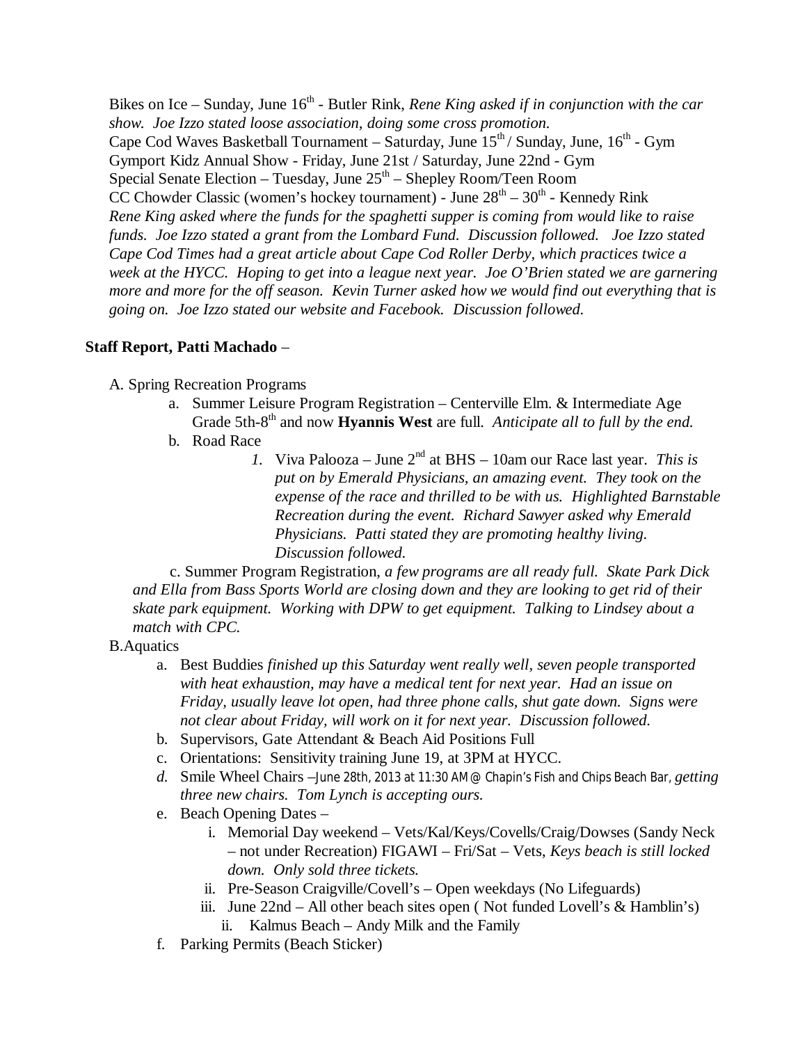Bikes on Ice – Sunday, June 16th - Butler Rink, *Rene King asked if in conjunction with the car show. Joe Izzo stated loose association, doing some cross promotion.*
Cape Cod Waves Basketball Tournament – Saturday, June 15th / Sunday, June, 16th - Gym
Gymport Kidz Annual Show - Friday, June 21st / Saturday, June 22nd - Gym
Special Senate Election – Tuesday, June 25th – Shepley Room/Teen Room
CC Chowder Classic (women's hockey tournament) - June 28th – 30th - Kennedy Rink
*Rene King asked where the funds for the spaghetti supper is coming from would like to raise funds. Joe Izzo stated a grant from the Lombard Fund. Discussion followed. Joe Izzo stated Cape Cod Times had a great article about Cape Cod Roller Derby, which practices twice a week at the HYCC. Hoping to get into a league next year. Joe O'Brien stated we are garnering more and more for the off season. Kevin Turner asked how we would find out everything that is going on. Joe Izzo stated our website and Facebook. Discussion followed.*

**Staff Report, Patti Machado** –

A. Spring Recreation Programs

- a. Summer Leisure Program Registration – Centerville Elm. & Intermediate Age Grade 5th-8th and now **Hyannis West** are full. *Anticipate all to full by the end.*
- b. Road Race
  1. Viva Palooza – June 2nd at BHS – 10am our Race last year. *This is put on by Emerald Physicians, an amazing event. They took on the expense of the race and thrilled to be with us. Highlighted Barnstable Recreation during the event. Richard Sawyer asked why Emerald Physicians. Patti stated they are promoting healthy living. Discussion followed.*
- c. Summer Program Registration, *a few programs are all ready full. Skate Park Dick and Ella from Bass Sports World are closing down and they are looking to get rid of their skate park equipment. Working with DPW to get equipment. Talking to Lindsey about a match with CPC.*

B. Aquatics

- a. Best Buddies *finished up this Saturday went really well, seven people transported with heat exhaustion, may have a medical tent for next year. Had an issue on Friday, usually leave lot open, had three phone calls, shut gate down. Signs were not clear about Friday, will work on it for next year. Discussion followed.*
- b. Supervisors, Gate Attendant & Beach Aid Positions Full
- c. Orientations: Sensitivity training June 19, at 3PM at HYCC.
- d. Smile Wheel Chairs –June 28th, 2013 at 11:30 AM@ Chapin's Fish and Chips Beach Bar, *getting three new chairs. Tom Lynch is accepting ours.*
- e. Beach Opening Dates –
  - i. Memorial Day weekend – Vets/Kal/Keys/Covells/Craig/Dowses (Sandy Neck – not under Recreation) FIGAWI – Fri/Sat – Vets, *Keys beach is still locked down. Only sold three tickets.*
  - ii. Pre-Season Craigville/Covell's – Open weekdays (No Lifeguards)
  - iii. June 22nd – All other beach sites open ( Not funded Lovell's & Hamblin's)
    - ii. Kalmus Beach – Andy Milk and the Family
- f. Parking Permits (Beach Sticker)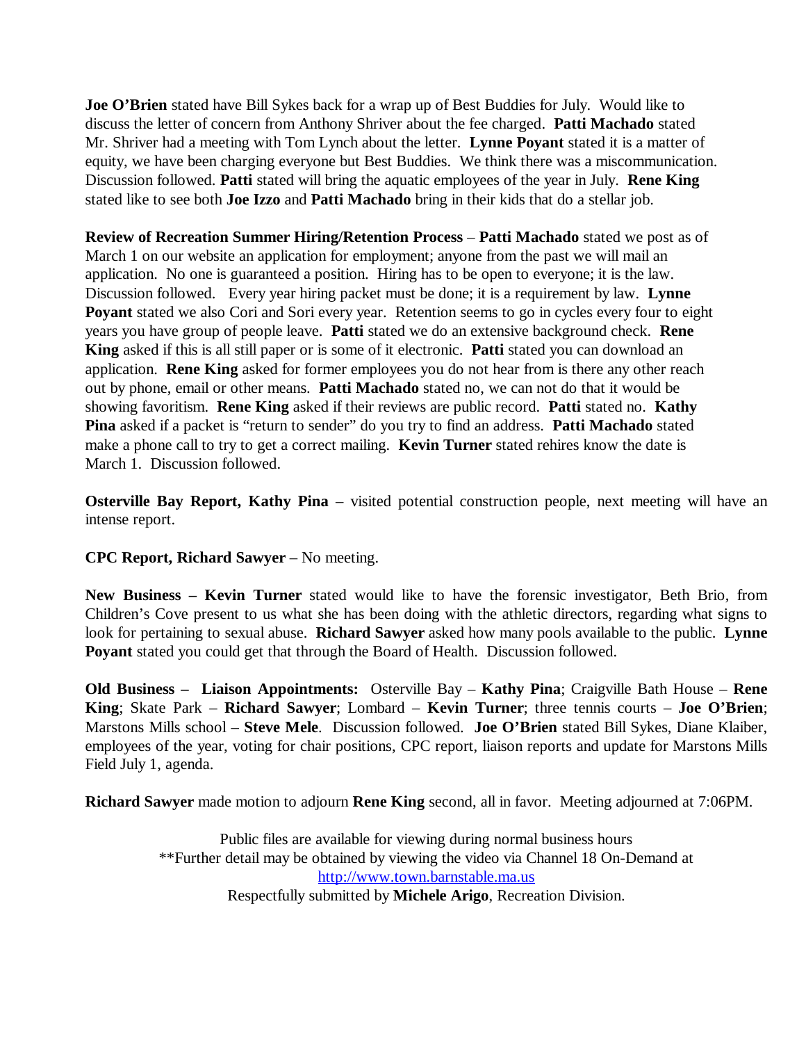**Joe O'Brien** stated have Bill Sykes back for a wrap up of Best Buddies for July. Would like to discuss the letter of concern from Anthony Shriver about the fee charged. **Patti Machado** stated Mr. Shriver had a meeting with Tom Lynch about the letter. **Lynne Poyant** stated it is a matter of equity, we have been charging everyone but Best Buddies. We think there was a miscommunication. Discussion followed. **Patti** stated will bring the aquatic employees of the year in July. **Rene King** stated like to see both **Joe Izzo** and **Patti Machado** bring in their kids that do a stellar job.

**Review of Recreation Summer Hiring/Retention Process** – **Patti Machado** stated we post as of March 1 on our website an application for employment; anyone from the past we will mail an application. No one is guaranteed a position. Hiring has to be open to everyone; it is the law. Discussion followed. Every year hiring packet must be done; it is a requirement by law. **Lynne Poyant** stated we also Cori and Sori every year. Retention seems to go in cycles every four to eight years you have group of people leave. **Patti** stated we do an extensive background check. **Rene King** asked if this is all still paper or is some of it electronic. **Patti** stated you can download an application. **Rene King** asked for former employees you do not hear from is there any other reach out by phone, email or other means. **Patti Machado** stated no, we can not do that it would be showing favoritism. **Rene King** asked if their reviews are public record. **Patti** stated no. **Kathy Pina** asked if a packet is "return to sender" do you try to find an address. **Patti Machado** stated make a phone call to try to get a correct mailing. **Kevin Turner** stated rehires know the date is March 1. Discussion followed.

**Osterville Bay Report, Kathy Pina** – visited potential construction people, next meeting will have an intense report.

**CPC Report, Richard Sawyer** – No meeting.

**New Business – Kevin Turner** stated would like to have the forensic investigator, Beth Brio, from Children's Cove present to us what she has been doing with the athletic directors, regarding what signs to look for pertaining to sexual abuse. **Richard Sawyer** asked how many pools available to the public. **Lynne Poyant** stated you could get that through the Board of Health. Discussion followed.

**Old Business – Liaison Appointments:** Osterville Bay – **Kathy Pina**; Craigville Bath House – **Rene King**; Skate Park – **Richard Sawyer**; Lombard – **Kevin Turner**; three tennis courts – **Joe O'Brien**; Marstons Mills school – **Steve Mele**. Discussion followed. **Joe O'Brien** stated Bill Sykes, Diane Klaiber, employees of the year, voting for chair positions, CPC report, liaison reports and update for Marstons Mills Field July 1, agenda.

**Richard Sawyer** made motion to adjourn **Rene King** second, all in favor. Meeting adjourned at 7:06PM.

Public files are available for viewing during normal business hours
**Further detail may be obtained by viewing the video via Channel 18 On-Demand at
http://www.town.barnstable.ma.us
Respectfully submitted by **Michele Arigo**, Recreation Division.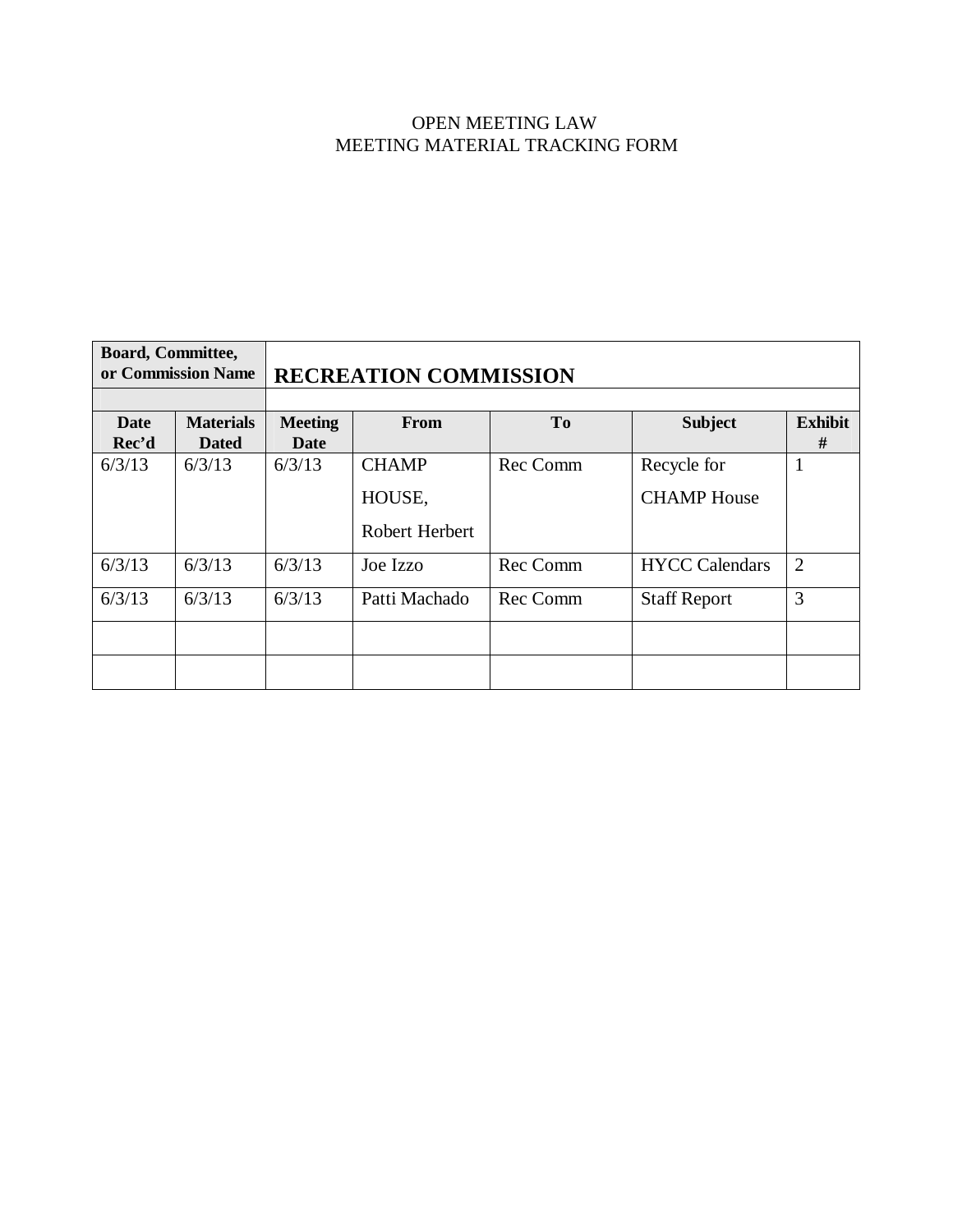OPEN MEETING LAW
MEETING MATERIAL TRACKING FORM

| Board, Committee, or Commission Name | | RECREATION COMMISSION | | | | |
|---|---|---|---|---|---|---|
| | | | | | | |
| **Date Rec'd** | **Materials Dated** | **Meeting Date** | **From** | **To** | **Subject** | **Exhibit #** |
| 6/3/13 | 6/3/13 | 6/3/13 | CHAMP HOUSE, Robert Herbert | Rec Comm | Recycle for CHAMP House | 1 |
| 6/3/13 | 6/3/13 | 6/3/13 | Joe Izzo | Rec Comm | HYCC Calendars | 2 |
| 6/3/13 | 6/3/13 | 6/3/13 | Patti Machado | Rec Comm | Staff Report | 3 |
| | | | | | | |
| | | | | | | |